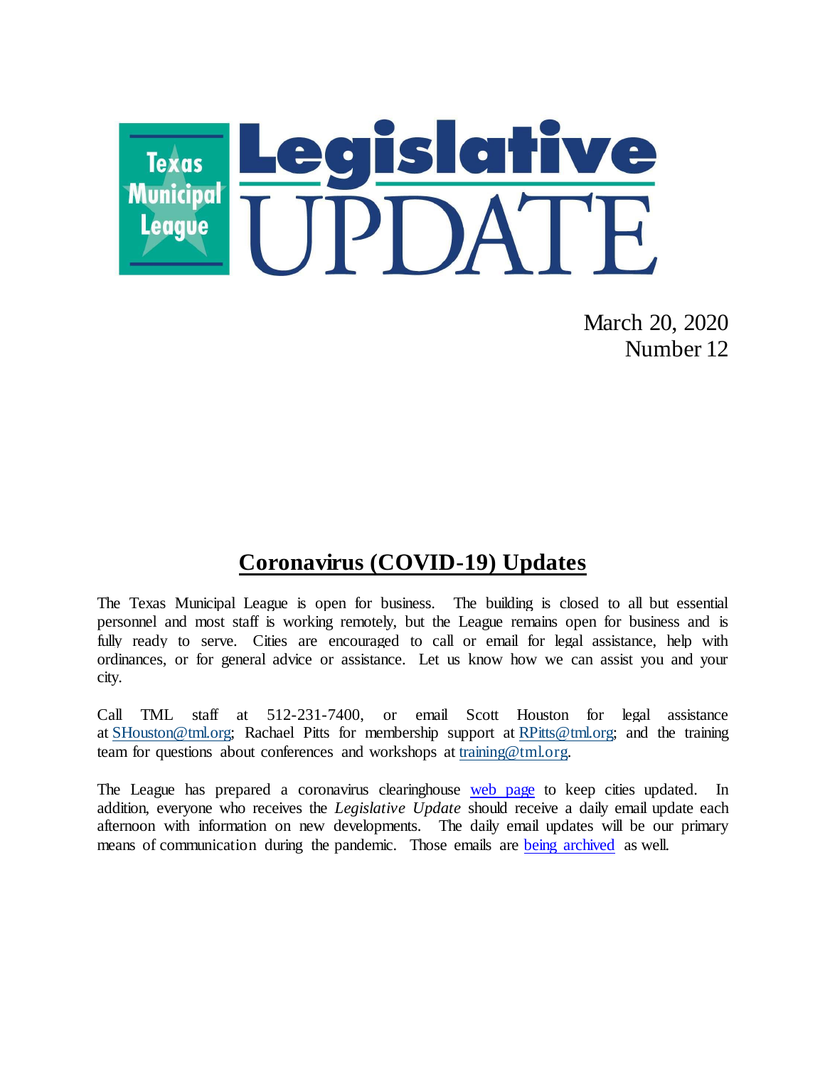# Texas Municipal League Legislative UPDATE

March 20, 2020
Number 12

## Coronavirus (COVID-19) Updates

The Texas Municipal League is open for business. The building is closed to all but essential personnel and most staff is working remotely, but the League remains open for business and is fully ready to serve. Cities are encouraged to call or email for legal assistance, help with ordinances, or for general advice or assistance. Let us know how we can assist you and your city.

Call TML staff at 512-231-7400, or email Scott Houston for legal assistance at SHouston@tml.org; Rachael Pitts for membership support at RPitts@tml.org; and the training team for questions about conferences and workshops at training@tml.org.

The League has prepared a coronavirus clearinghouse web page to keep cities updated. In addition, everyone who receives the *Legislative Update* should receive a daily email update each afternoon with information on new developments. The daily email updates will be our primary means of communication during the pandemic. Those emails are being archived as well.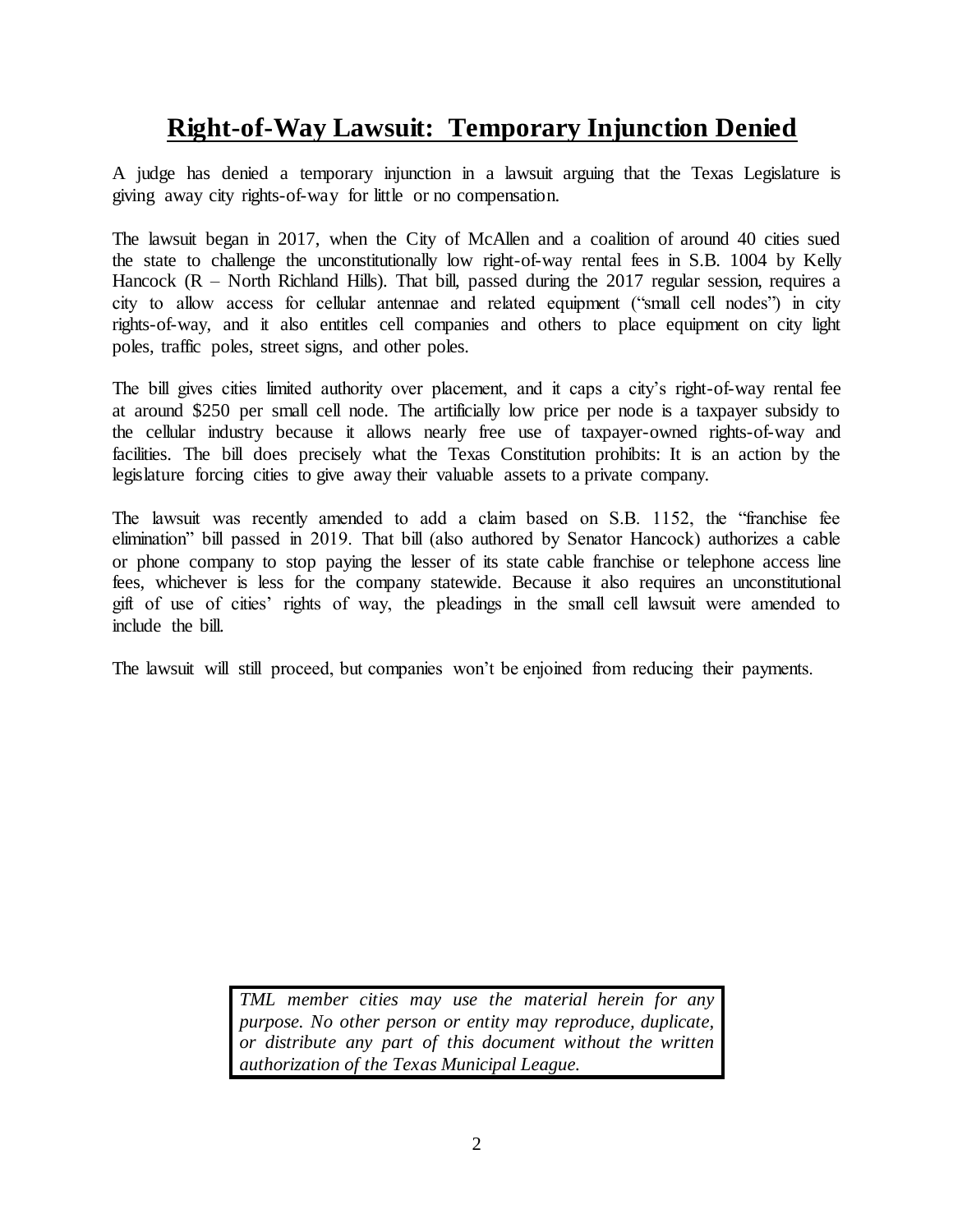# Right-of-Way Lawsuit: Temporary Injunction Denied

A judge has denied a temporary injunction in a lawsuit arguing that the Texas Legislature is giving away city rights-of-way for little or no compensation.

The lawsuit began in 2017, when the City of McAllen and a coalition of around 40 cities sued the state to challenge the unconstitutionally low right-of-way rental fees in S.B. 1004 by Kelly Hancock (R – North Richland Hills). That bill, passed during the 2017 regular session, requires a city to allow access for cellular antennae and related equipment ("small cell nodes") in city rights-of-way, and it also entitles cell companies and others to place equipment on city light poles, traffic poles, street signs, and other poles.

The bill gives cities limited authority over placement, and it caps a city's right-of-way rental fee at around $250 per small cell node. The artificially low price per node is a taxpayer subsidy to the cellular industry because it allows nearly free use of taxpayer-owned rights-of-way and facilities. The bill does precisely what the Texas Constitution prohibits: It is an action by the legislature forcing cities to give away their valuable assets to a private company.

The lawsuit was recently amended to add a claim based on S.B. 1152, the "franchise fee elimination" bill passed in 2019. That bill (also authored by Senator Hancock) authorizes a cable or phone company to stop paying the lesser of its state cable franchise or telephone access line fees, whichever is less for the company statewide. Because it also requires an unconstitutional gift of use of cities' rights of way, the pleadings in the small cell lawsuit were amended to include the bill.

The lawsuit will still proceed, but companies won't be enjoined from reducing their payments.

*TML member cities may use the material herein for any purpose. No other person or entity may reproduce, duplicate, or distribute any part of this document without the written authorization of the Texas Municipal League.*